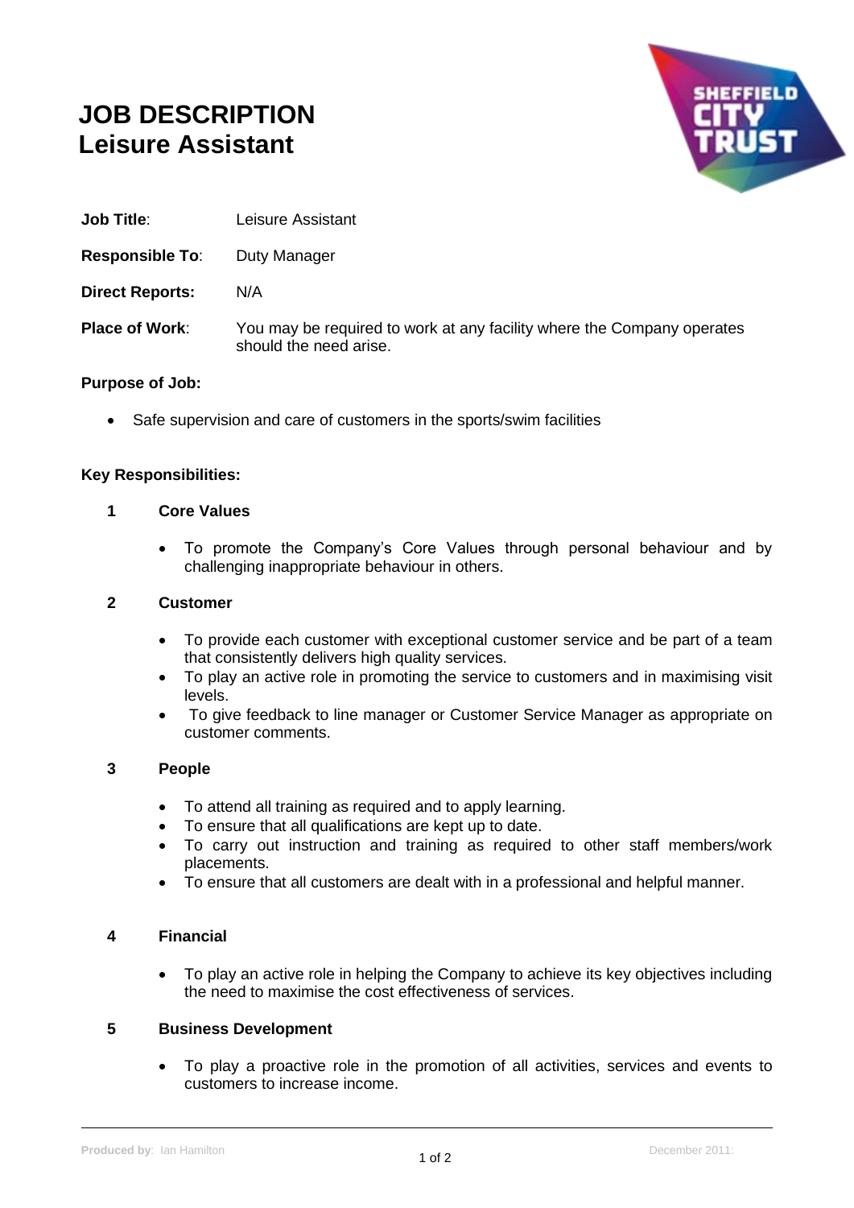# JOB DESCRIPTION
# Leisure Assistant

**Job Title**: Leisure Assistant

**Responsible To**: Duty Manager

**Direct Reports:** N/A

**Place of Work**: You may be required to work at any facility where the Company operates should the need arise.

**Purpose of Job:**

- Safe supervision and care of customers in the sports/swim facilities

**Key Responsibilities:**

**1 Core Values**

- To promote the Company's Core Values through personal behaviour and by challenging inappropriate behaviour in others.

**2 Customer**

- To provide each customer with exceptional customer service and be part of a team that consistently delivers high quality services.
- To play an active role in promoting the service to customers and in maximising visit levels.
- To give feedback to line manager or Customer Service Manager as appropriate on customer comments.

**3 People**

- To attend all training as required and to apply learning.
- To ensure that all qualifications are kept up to date.
- To carry out instruction and training as required to other staff members/work placements.
- To ensure that all customers are dealt with in a professional and helpful manner.

**4 Financial**

- To play an active role in helping the Company to achieve its key objectives including the need to maximise the cost effectiveness of services.

**5 Business Development**

- To play a proactive role in the promotion of all activities, services and events to customers to increase income.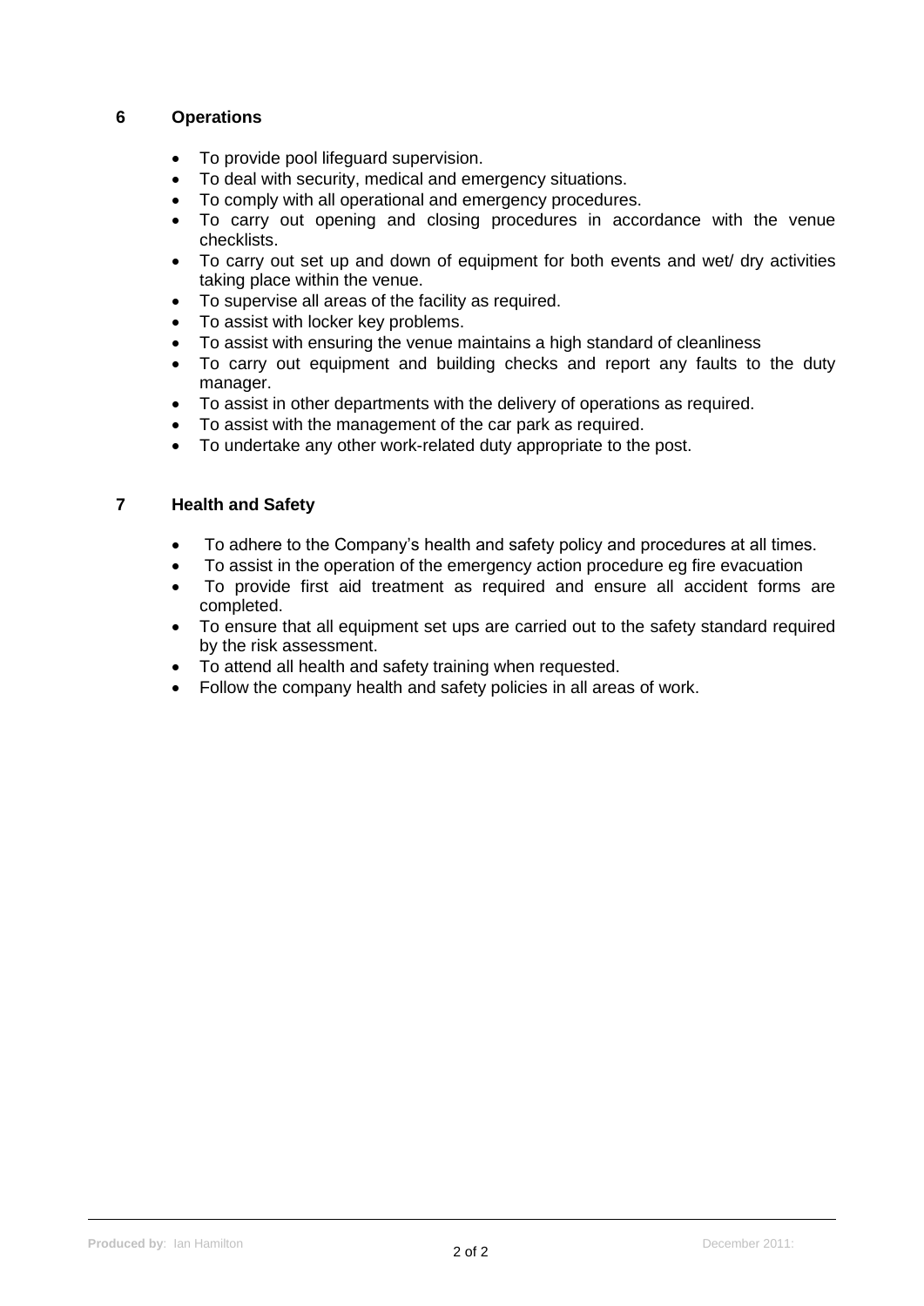## 6 Operations

- To provide pool lifeguard supervision.
- To deal with security, medical and emergency situations.
- To comply with all operational and emergency procedures.
- To carry out opening and closing procedures in accordance with the venue checklists.
- To carry out set up and down of equipment for both events and wet/ dry activities taking place within the venue.
- To supervise all areas of the facility as required.
- To assist with locker key problems.
- To assist with ensuring the venue maintains a high standard of cleanliness
- To carry out equipment and building checks and report any faults to the duty manager.
- To assist in other departments with the delivery of operations as required.
- To assist with the management of the car park as required.
- To undertake any other work-related duty appropriate to the post.

## 7 Health and Safety

- To adhere to the Company's health and safety policy and procedures at all times.
- To assist in the operation of the emergency action procedure eg fire evacuation
- To provide first aid treatment as required and ensure all accident forms are completed.
- To ensure that all equipment set ups are carried out to the safety standard required by the risk assessment.
- To attend all health and safety training when requested.
- Follow the company health and safety policies in all areas of work.